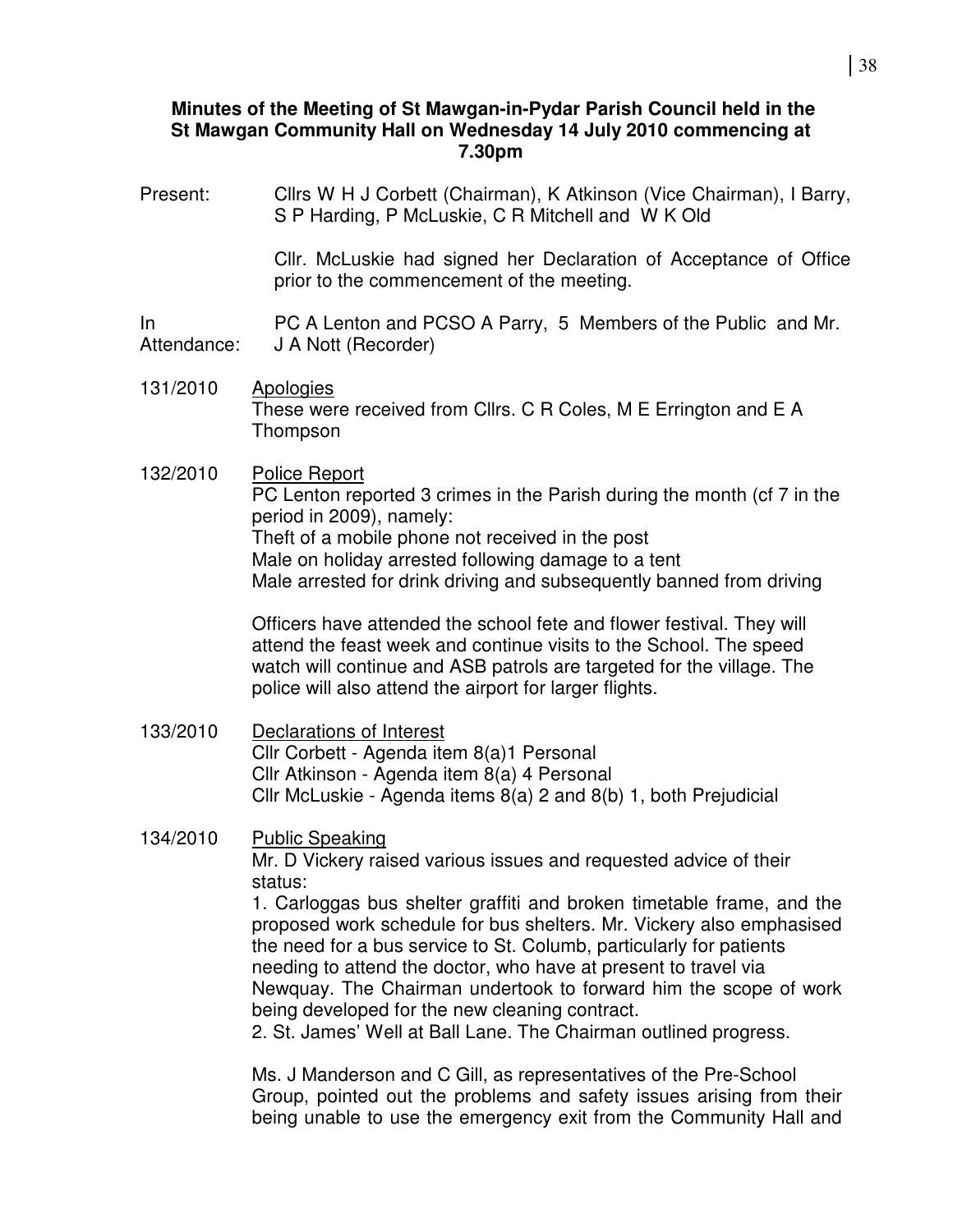**Minutes of the Meeting of St Mawgan-in-Pydar Parish Council held in the St Mawgan Community Hall on Wednesday 14 July 2010 commencing at 7.30pm**

Present: Cllrs W H J Corbett (Chairman), K Atkinson (Vice Chairman), I Barry, S P Harding, P McLuskie, C R Mitchell and W K Old

Cllr. McLuskie had signed her Declaration of Acceptance of Office prior to the commencement of the meeting.

In Attendance: PC A Lenton and PCSO A Parry, 5 Members of the Public and Mr. J A Nott (Recorder)

131/2010 Apologies

These were received from Cllrs. C R Coles, M E Errington and E A Thompson

132/2010 Police Report

PC Lenton reported 3 crimes in the Parish during the month (cf 7 in the period in 2009), namely:
Theft of a mobile phone not received in the post
Male on holiday arrested following damage to a tent
Male arrested for drink driving and subsequently banned from driving

Officers have attended the school fete and flower festival. They will attend the feast week and continue visits to the School. The speed watch will continue and ASB patrols are targeted for the village. The police will also attend the airport for larger flights.

133/2010 Declarations of Interest

Cllr Corbett - Agenda item 8(a)1 Personal
Cllr Atkinson - Agenda item 8(a) 4 Personal
Cllr McLuskie - Agenda items 8(a) 2 and 8(b) 1, both Prejudicial

134/2010 Public Speaking

Mr. D Vickery raised various issues and requested advice of their status:

1. Carloggas bus shelter graffiti and broken timetable frame, and the proposed work schedule for bus shelters. Mr. Vickery also emphasised the need for a bus service to St. Columb, particularly for patients needing to attend the doctor, who have at present to travel via Newquay. The Chairman undertook to forward him the scope of work being developed for the new cleaning contract.
2. St. James' Well at Ball Lane. The Chairman outlined progress.

Ms. J Manderson and C Gill, as representatives of the Pre-School Group, pointed out the problems and safety issues arising from their being unable to use the emergency exit from the Community Hall and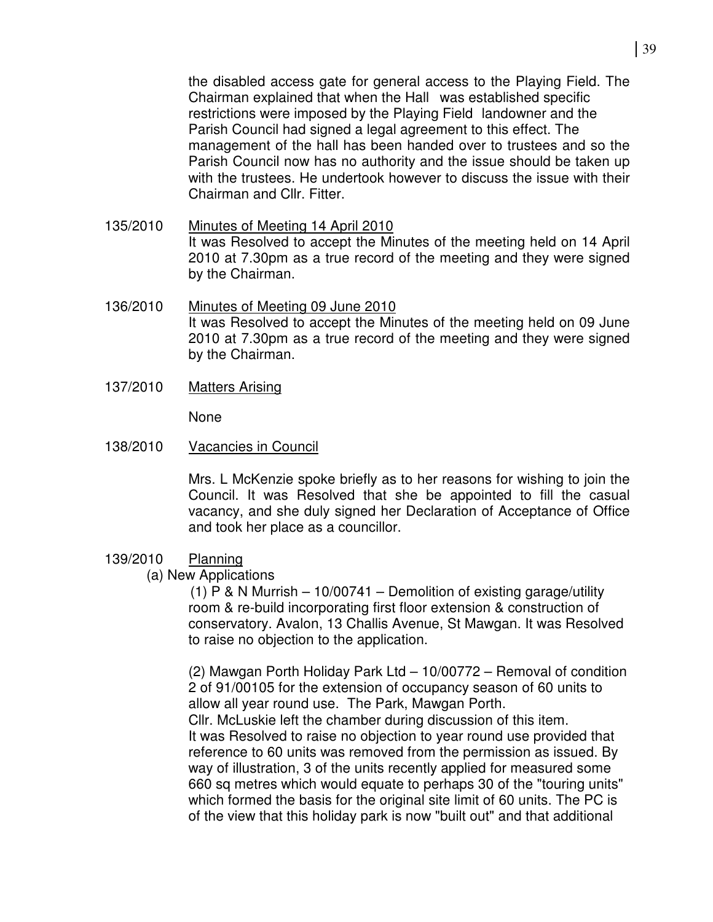the disabled access gate for general access to the Playing Field. The Chairman explained that when the Hall was established specific restrictions were imposed by the Playing Field landowner and the Parish Council had signed a legal agreement to this effect. The management of the hall has been handed over to trustees and so the Parish Council now has no authority and the issue should be taken up with the trustees. He undertook however to discuss the issue with their Chairman and Cllr. Fitter.

135/2010 Minutes of Meeting 14 April 2010

It was Resolved to accept the Minutes of the meeting held on 14 April 2010 at 7.30pm as a true record of the meeting and they were signed by the Chairman.

136/2010 Minutes of Meeting 09 June 2010

It was Resolved to accept the Minutes of the meeting held on 09 June 2010 at 7.30pm as a true record of the meeting and they were signed by the Chairman.

137/2010 Matters Arising

None

138/2010 Vacancies in Council

Mrs. L McKenzie spoke briefly as to her reasons for wishing to join the Council. It was Resolved that she be appointed to fill the casual vacancy, and she duly signed her Declaration of Acceptance of Office and took her place as a councillor.

139/2010 Planning

(a) New Applications

(1) P & N Murrish – 10/00741 – Demolition of existing garage/utility room & re-build incorporating first floor extension & construction of conservatory. Avalon, 13 Challis Avenue, St Mawgan. It was Resolved to raise no objection to the application.

(2) Mawgan Porth Holiday Park Ltd – 10/00772 – Removal of condition 2 of 91/00105 for the extension of occupancy season of 60 units to allow all year round use. The Park, Mawgan Porth.
Cllr. McLuskie left the chamber during discussion of this item.
It was Resolved to raise no objection to year round use provided that reference to 60 units was removed from the permission as issued. By way of illustration, 3 of the units recently applied for measured some 660 sq metres which would equate to perhaps 30 of the "touring units" which formed the basis for the original site limit of 60 units. The PC is of the view that this holiday park is now "built out" and that additional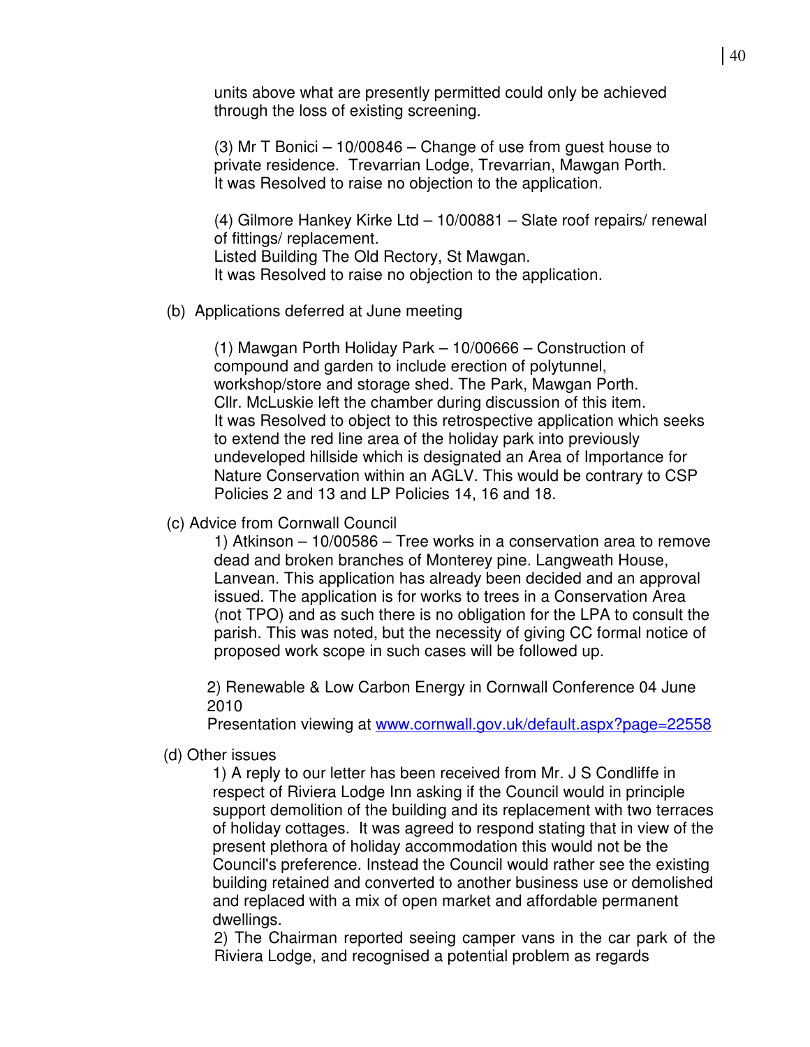units above what are presently permitted could only be achieved through the loss of existing screening.

(3) Mr T Bonici – 10/00846 – Change of use from guest house to private residence. Trevarrian Lodge, Trevarrian, Mawgan Porth. It was Resolved to raise no objection to the application.

(4) Gilmore Hankey Kirke Ltd – 10/00881 – Slate roof repairs/ renewal of fittings/ replacement.
Listed Building The Old Rectory, St Mawgan.
It was Resolved to raise no objection to the application.

(b) Applications deferred at June meeting

(1) Mawgan Porth Holiday Park – 10/00666 – Construction of compound and garden to include erection of polytunnel, workshop/store and storage shed. The Park, Mawgan Porth.
Cllr. McLuskie left the chamber during discussion of this item.
It was Resolved to object to this retrospective application which seeks to extend the red line area of the holiday park into previously undeveloped hillside which is designated an Area of Importance for Nature Conservation within an AGLV. This would be contrary to CSP Policies 2 and 13 and LP Policies 14, 16 and 18.

(c) Advice from Cornwall Council

1) Atkinson – 10/00586 – Tree works in a conservation area to remove dead and broken branches of Monterey pine. Langweath House, Lanvean. This application has already been decided and an approval issued. The application is for works to trees in a Conservation Area (not TPO) and as such there is no obligation for the LPA to consult the parish. This was noted, but the necessity of giving CC formal notice of proposed work scope in such cases will be followed up.

2) Renewable & Low Carbon Energy in Cornwall Conference 04 June 2010
Presentation viewing at www.cornwall.gov.uk/default.aspx?page=22558

(d) Other issues

1) A reply to our letter has been received from Mr. J S Condliffe in respect of Riviera Lodge Inn asking if the Council would in principle support demolition of the building and its replacement with two terraces of holiday cottages. It was agreed to respond stating that in view of the present plethora of holiday accommodation this would not be the Council's preference. Instead the Council would rather see the existing building retained and converted to another business use or demolished and replaced with a mix of open market and affordable permanent dwellings.

2) The Chairman reported seeing camper vans in the car park of the Riviera Lodge, and recognised a potential problem as regards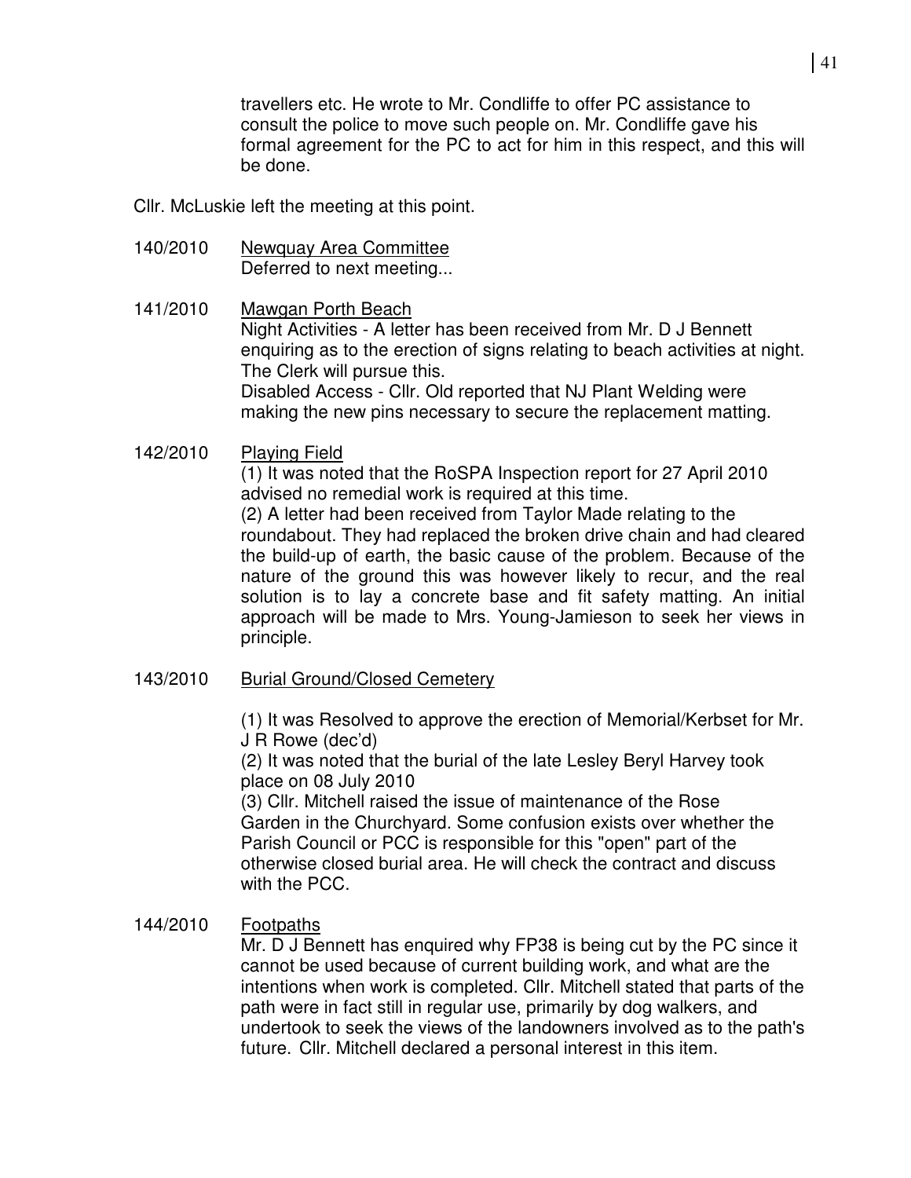travellers etc. He wrote to Mr. Condliffe to offer PC assistance to consult the police to move such people on. Mr. Condliffe gave his formal agreement for the PC to act for him in this respect, and this will be done.

Cllr. McLuskie left the meeting at this point.

140/2010 Newquay Area Committee
Deferred to next meeting...

141/2010 Mawgan Porth Beach
Night Activities - A letter has been received from Mr. D J Bennett enquiring as to the erection of signs relating to beach activities at night. The Clerk will pursue this.
Disabled Access - Cllr. Old reported that NJ Plant Welding were making the new pins necessary to secure the replacement matting.

142/2010 Playing Field
(1) It was noted that the RoSPA Inspection report for 27 April 2010 advised no remedial work is required at this time.
(2) A letter had been received from Taylor Made relating to the roundabout. They had replaced the broken drive chain and had cleared the build-up of earth, the basic cause of the problem. Because of the nature of the ground this was however likely to recur, and the real solution is to lay a concrete base and fit safety matting. An initial approach will be made to Mrs. Young-Jamieson to seek her views in principle.

143/2010 Burial Ground/Closed Cemetery

(1) It was Resolved to approve the erection of Memorial/Kerbset for Mr. J R Rowe (dec'd)
(2) It was noted that the burial of the late Lesley Beryl Harvey took place on 08 July 2010
(3) Cllr. Mitchell raised the issue of maintenance of the Rose Garden in the Churchyard. Some confusion exists over whether the Parish Council or PCC is responsible for this "open" part of the otherwise closed burial area. He will check the contract and discuss with the PCC.

144/2010 Footpaths
Mr. D J Bennett has enquired why FP38 is being cut by the PC since it cannot be used because of current building work, and what are the intentions when work is completed. Cllr. Mitchell stated that parts of the path were in fact still in regular use, primarily by dog walkers, and undertook to seek the views of the landowners involved as to the path's future. Cllr. Mitchell declared a personal interest in this item.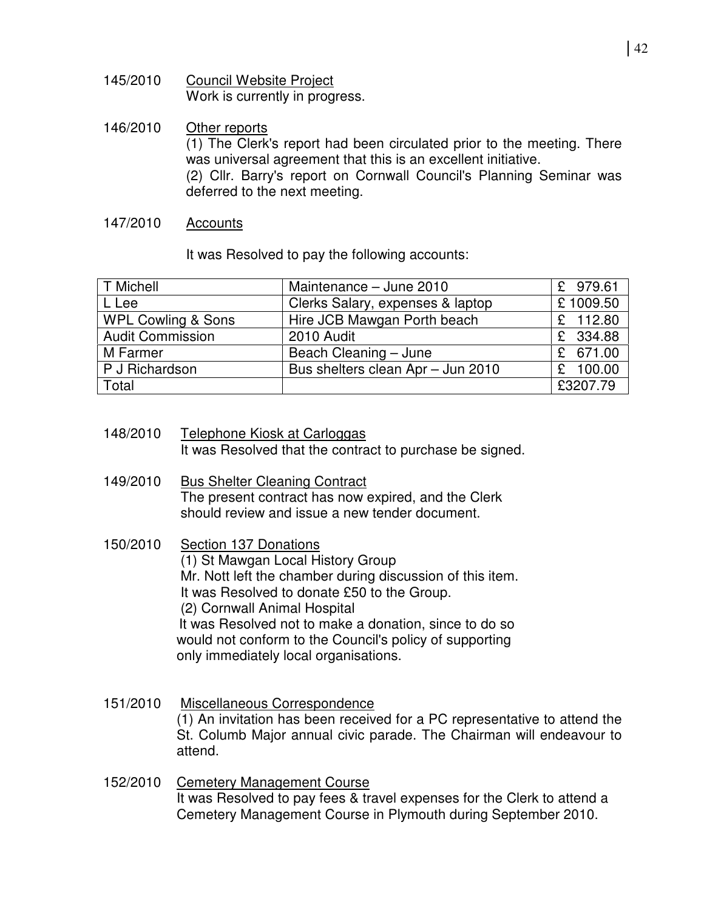145/2010 Council Website Project
Work is currently in progress.

146/2010 Other reports
(1) The Clerk's report had been circulated prior to the meeting. There was universal agreement that this is an excellent initiative.
(2) Cllr. Barry's report on Cornwall Council's Planning Seminar was deferred to the next meeting.

147/2010 Accounts

It was Resolved to pay the following accounts:

| T Michell | Maintenance – June 2010 | £ 979.61 |
|---|---|---|
| L Lee | Clerks Salary, expenses & laptop | £ 1009.50 |
| WPL Cowling & Sons | Hire JCB Mawgan Porth beach | £ 112.80 |
| Audit Commission | 2010 Audit | £ 334.88 |
| M Farmer | Beach Cleaning – June | £ 671.00 |
| P J Richardson | Bus shelters clean Apr – Jun 2010 | £ 100.00 |
| Total | | £3207.79 |

148/2010 Telephone Kiosk at Carloggas
It was Resolved that the contract to purchase be signed.

149/2010 Bus Shelter Cleaning Contract
The present contract has now expired, and the Clerk should review and issue a new tender document.

150/2010 Section 137 Donations
(1) St Mawgan Local History Group
Mr. Nott left the chamber during discussion of this item.
It was Resolved to donate £50 to the Group.
(2) Cornwall Animal Hospital
It was Resolved not to make a donation, since to do so would not conform to the Council's policy of supporting only immediately local organisations.

151/2010 Miscellaneous Correspondence
(1) An invitation has been received for a PC representative to attend the St. Columb Major annual civic parade. The Chairman will endeavour to attend.

152/2010 Cemetery Management Course
It was Resolved to pay fees & travel expenses for the Clerk to attend a Cemetery Management Course in Plymouth during September 2010.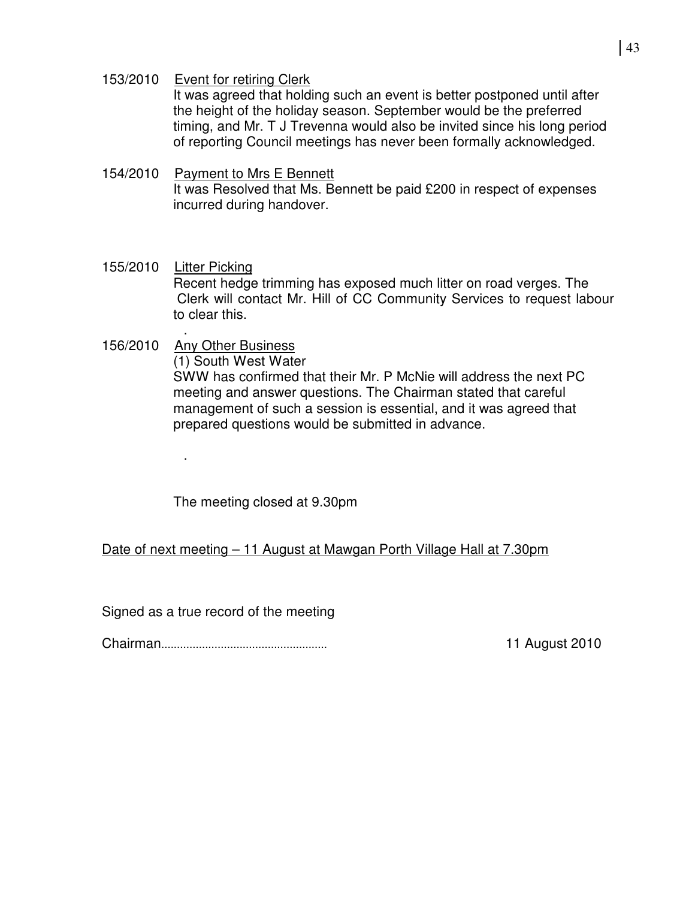153/2010 Event for retiring Clerk

It was agreed that holding such an event is better postponed until after the height of the holiday season. September would be the preferred timing, and Mr. T J Trevenna would also be invited since his long period of reporting Council meetings has never been formally acknowledged.

154/2010 Payment to Mrs E Bennett

It was Resolved that Ms. Bennett be paid £200 in respect of expenses incurred during handover.

155/2010 Litter Picking

Recent hedge trimming has exposed much litter on road verges. The Clerk will contact Mr. Hill of CC Community Services to request labour to clear this.

156/2010 Any Other Business

(1) South West Water

SWW has confirmed that their Mr. P McNie will address the next PC meeting and answer questions. The Chairman stated that careful management of such a session is essential, and it was agreed that prepared questions would be submitted in advance.

The meeting closed at 9.30pm

Date of next meeting – 11 August at Mawgan Porth Village Hall at 7.30pm

Signed as a true record of the meeting

Chairman.................................................... 11 August 2010